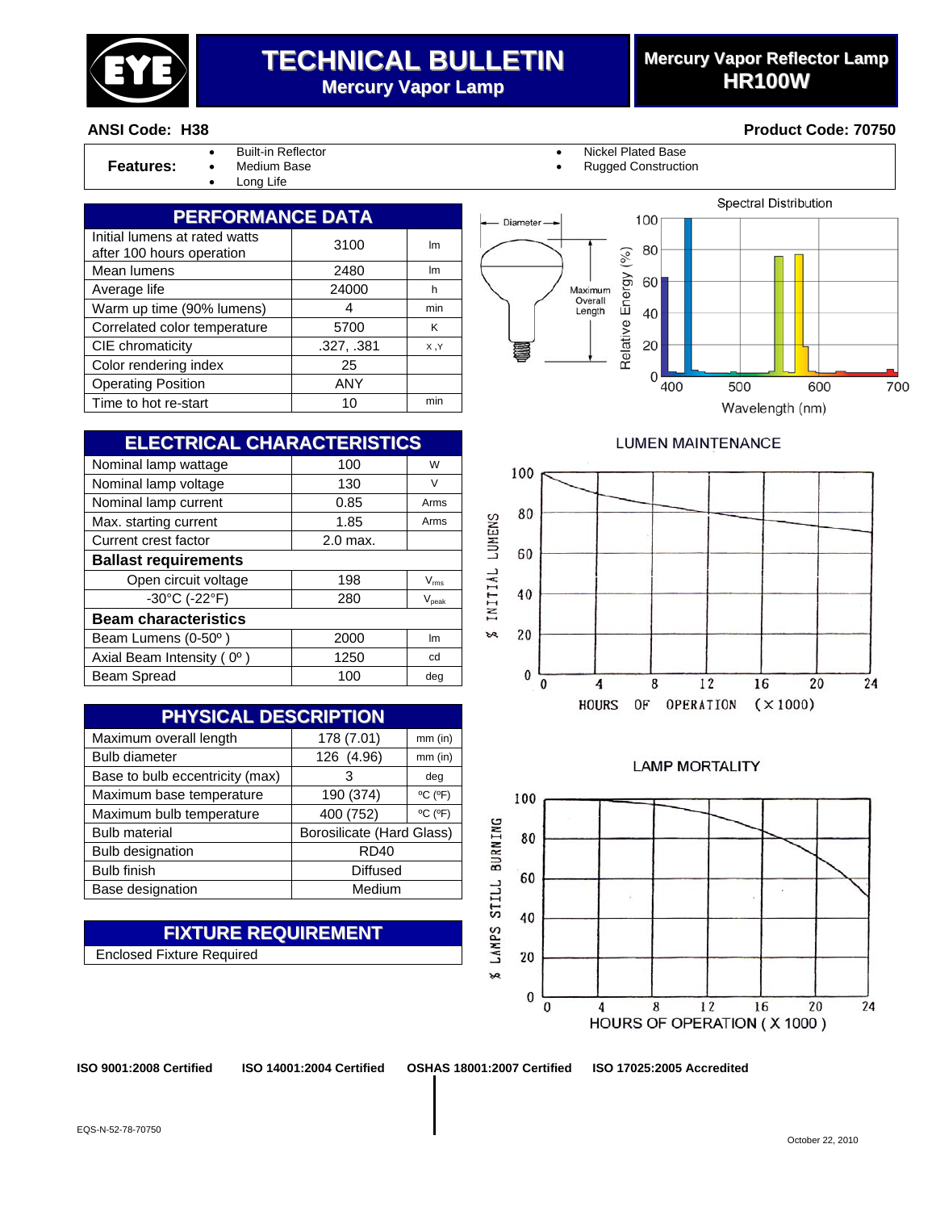# TECHNICAL BULLETIN
## Mercury Vapor Lamp

## Mercury Vapor Reflector Lamp HR100W

**ANSI Code: H38** **Product Code: 70750**

**Features:**
- Built-in Reflector
- Medium Base
- Long Life
- Nickel Plated Base
- Rugged Construction

## PERFORMANCE DATA

| | | |
|---|---|---|
| Initial lumens at rated watts after 100 hours operation | 3100 | lm |
| Mean lumens | 2480 | lm |
| Average life | 24000 | h |
| Warm up time (90% lumens) | 4 | min |
| Correlated color temperature | 5700 | K |
| CIE chromaticity | .327, .381 | x ,Y |
| Color rendering index | 25 | |
| Operating Position | ANY | |
| Time to hot re-start | 10 | min |

## ELECTRICAL CHARACTERISTICS

| | | |
|---|---|---|
| Nominal lamp wattage | 100 | W |
| Nominal lamp voltage | 130 | V |
| Nominal lamp current | 0.85 | Arms |
| Max. starting current | 1.85 | Arms |
| Current crest factor | 2.0 max. | |
| **Ballast requirements** | | |
| Open circuit voltage | 198 | $V_{rms}$ |
| -30°C (-22°F) | 280 | $V_{peak}$ |
| **Beam characteristics** | | |
| Beam Lumens (0-50º ) | 2000 | lm |
| Axial Beam Intensity ( 0º ) | 1250 | cd |
| Beam Spread | 100 | deg |

## PHYSICAL DESCRIPTION

| | | |
|---|---|---|
| Maximum overall length | 178 (7.01) | mm (in) |
| Bulb diameter | 126 (4.96) | mm (in) |
| Base to bulb eccentricity (max) | 3 | deg |
| Maximum base temperature | 190 (374) | ºC (ºF) |
| Maximum bulb temperature | 400 (752) | ºC (ºF) |
| Bulb material | Borosilicate (Hard Glass) | |
| Bulb designation | RD40 | |
| Bulb finish | Diffused | |
| Base designation | Medium | |

## FIXTURE REQUIREMENT

Enclosed Fixture Required

Diameter — Maximum Overall Length

Spectral Distribution

LUMEN MAINTENANCE

LAMP MORTALITY

**ISO 9001:2008 Certified** **ISO 14001:2004 Certified** **OSHAS 18001:2007 Certified** **ISO 17025:2005 Accredited**

EQS-N-52-78-70750

October 22, 2010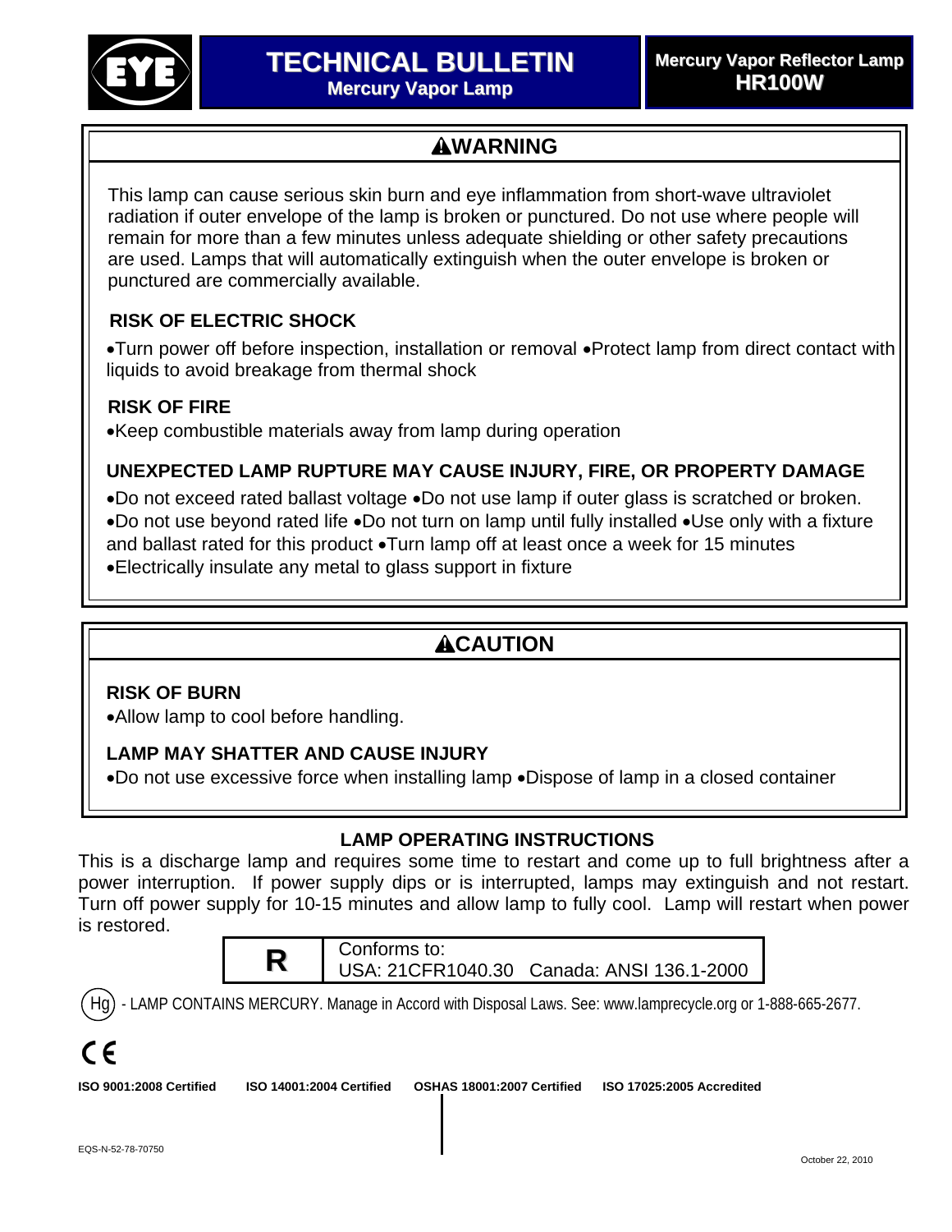# TECHNICAL BULLETIN

**Mercury Vapor Lamp**

**Mercury Vapor Reflector Lamp HR100W**

## ⚠WARNING

This lamp can cause serious skin burn and eye inflammation from short-wave ultraviolet radiation if outer envelope of the lamp is broken or punctured. Do not use where people will remain for more than a few minutes unless adequate shielding or other safety precautions are used. Lamps that will automatically extinguish when the outer envelope is broken or punctured are commercially available.

### RISK OF ELECTRIC SHOCK

•Turn power off before inspection, installation or removal •Protect lamp from direct contact with liquids to avoid breakage from thermal shock

### RISK OF FIRE

•Keep combustible materials away from lamp during operation

### UNEXPECTED LAMP RUPTURE MAY CAUSE INJURY, FIRE, OR PROPERTY DAMAGE

•Do not exceed rated ballast voltage •Do not use lamp if outer glass is scratched or broken. •Do not use beyond rated life •Do not turn on lamp until fully installed •Use only with a fixture and ballast rated for this product •Turn lamp off at least once a week for 15 minutes •Electrically insulate any metal to glass support in fixture

## ⚠CAUTION

### RISK OF BURN

•Allow lamp to cool before handling.

### LAMP MAY SHATTER AND CAUSE INJURY

•Do not use excessive force when installing lamp •Dispose of lamp in a closed container

## LAMP OPERATING INSTRUCTIONS

This is a discharge lamp and requires some time to restart and come up to full brightness after a power interruption. If power supply dips or is interrupted, lamps may extinguish and not restart. Turn off power supply for 10-15 minutes and allow lamp to fully cool. Lamp will restart when power is restored.

| | |
|---|---|
| **R** | Conforms to:<br>USA: 21CFR1040.30 Canada: ANSI 136.1-2000 |

(Hg) - LAMP CONTAINS MERCURY. Manage in Accord with Disposal Laws. See: www.lamprecycle.org or 1-888-665-2677.

CE

**ISO 9001:2008 Certified** **ISO 14001:2004 Certified** **OSHAS 18001:2007 Certified** **ISO 17025:2005 Accredited**

EQS-N-52-78-70750

October 22, 2010